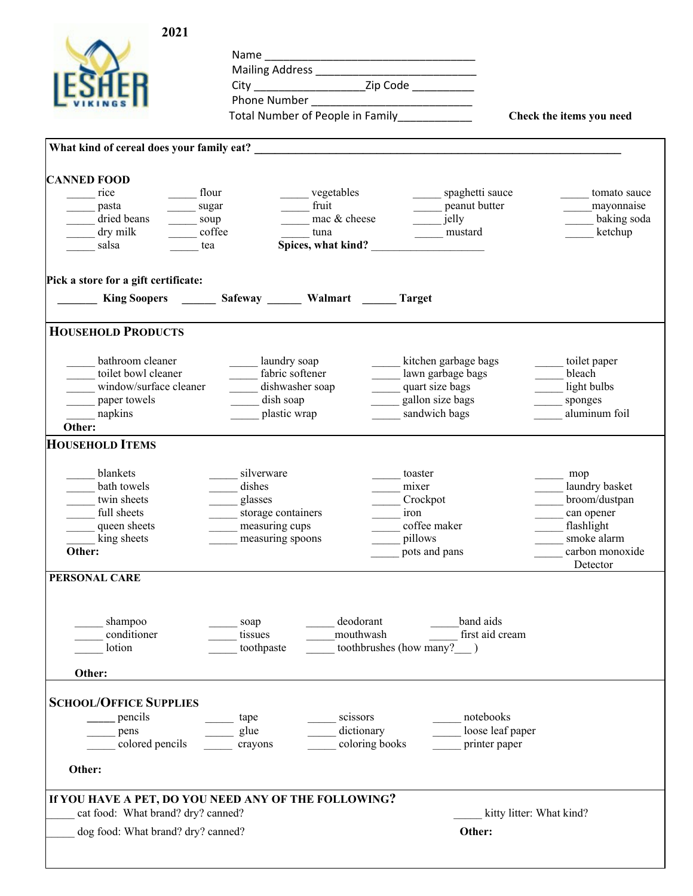LESHER VIKINGS

**2021**

Name ___________________________________

Mailing Address ___________________________

City _________________Zip Code __________

Phone Number ___________________________

Total Number of People in Family____________

**Check the items you need**

**What kind of cereal does your family eat?** ______________________________________________________________

**CANNED FOOD**

| | | | | |
|---|---|---|---|---|
| _____ rice | _____ flour | _____ vegetables | _____ spaghetti sauce | _____ tomato sauce |
| _____ pasta | _____ sugar | _____ fruit | _____ peanut butter | _____mayonnaise |
| _____ dried beans | _____ soup | _____ mac & cheese | _____ jelly | _____ baking soda |
| _____ dry milk | _____ coffee | _____ tuna | _____ mustard | _____ ketchup |
| _____ salsa | _____ tea | **Spices, what kind?** ____________________ | | |

**Pick a store for a gift certificate:**

_______ **King Soopers** ______ **Safeway** ______ **Walmart** ______ **Target**

## Household Products

| | | | |
|---|---|---|---|
| _____ bathroom cleaner | _____ laundry soap | _____ kitchen garbage bags | _____ toilet paper |
| _____ toilet bowl cleaner | _____ fabric softener | _____ lawn garbage bags | _____ bleach |
| _____ window/surface cleaner | _____ dishwasher soap | _____ quart size bags | _____ light bulbs |
| _____ paper towels | _____ dish soap | _____ gallon size bags | _____ sponges |
| _____ napkins | _____ plastic wrap | _____ sandwich bags | _____ aluminum foil |

**Other:**

## Household Items

| | | | |
|---|---|---|---|
| _____ blankets | _____ silverware | _____ toaster | _____ mop |
| _____ bath towels | _____ dishes | _____ mixer | _____ laundry basket |
| _____ twin sheets | _____ glasses | _____ Crockpot | _____ broom/dustpan |
| _____ full sheets | _____ storage containers | _____ iron | _____ can opener |
| _____ queen sheets | _____ measuring cups | _____ coffee maker | _____ flashlight |
| _____ king sheets | _____ measuring spoons | _____ pillows | _____ smoke alarm |
| **Other:** | | _____ pots and pans | _____ carbon monoxide Detector |

**PERSONAL CARE**

| | | | |
|---|---|---|---|
| _____ shampoo | _____ soap | _____ deodorant | _____band aids |
| _____ conditioner | _____ tissues | _____mouthwash | _____ first aid cream |
| _____ lotion | _____ toothpaste | _____ toothbrushes (how many?___ ) | |

**Other:**

## School/Office Supplies

| | | | |
|---|---|---|---|
| _____ pencils | _____ tape | _____ scissors | _____ notebooks |
| _____ pens | _____ glue | _____ dictionary | _____ loose leaf paper |
| _____ colored pencils | _____ crayons | _____ coloring books | _____ printer paper |

**Other:**

**IF YOU HAVE A PET, DO YOU NEED ANY OF THE FOLLOWING?**

_____ cat food: What brand? dry? canned?

_____ kitty litter: What kind?

_____ dog food: What brand? dry? canned?

**Other:**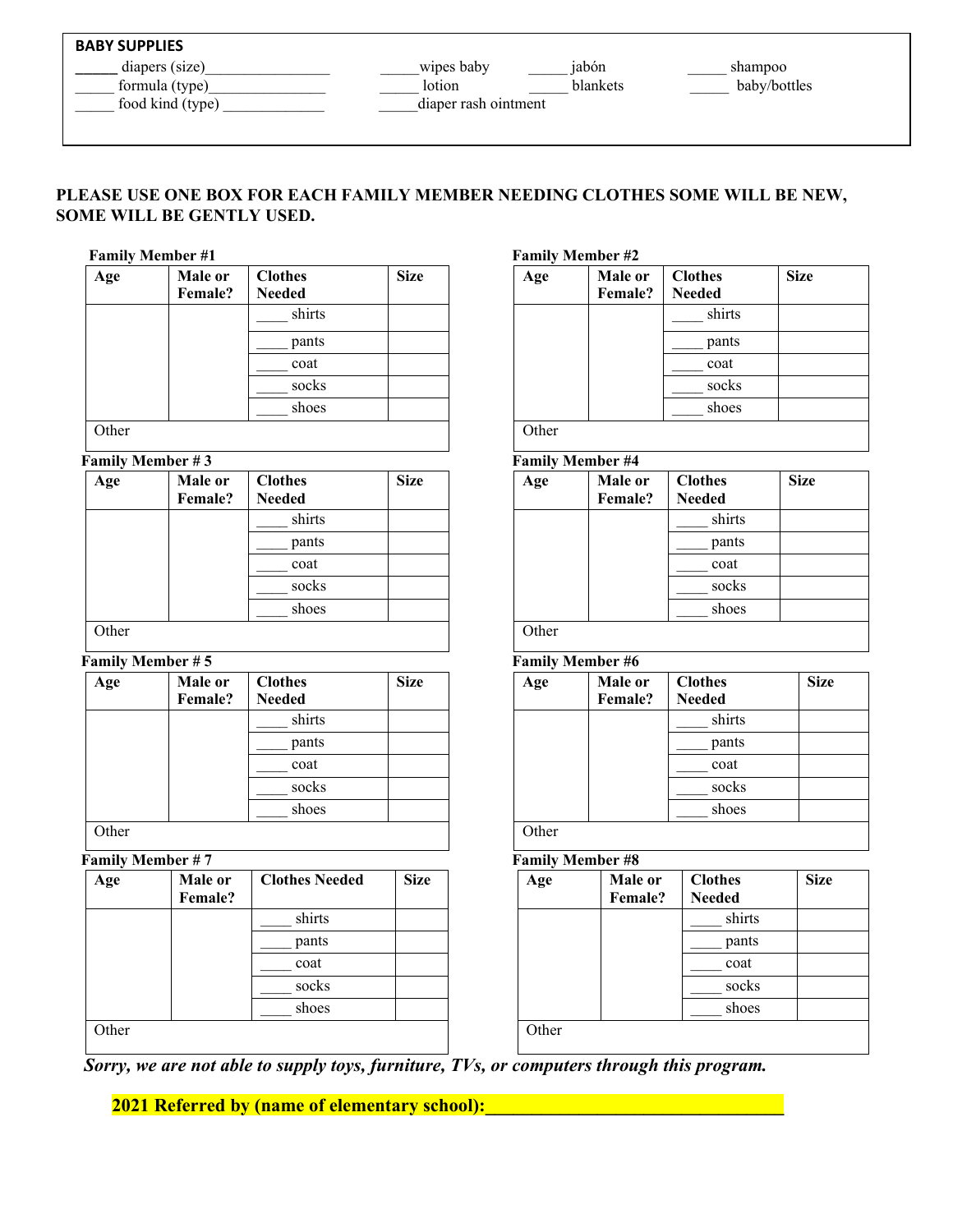## BABY SUPPLIES

| | | | |
|---|---|---|---|
| _____ diapers (size)________________ | _____wipes baby | _____ jabón | _____ shampoo |
| _____ formula (type)_______________ | _____ lotion | _____ blankets | _____ baby/bottles |
| _____ food kind (type) _____________ | _____diaper rash ointment | | |

**PLEASE USE ONE BOX FOR EACH FAMILY MEMBER NEEDING CLOTHES SOME WILL BE NEW, SOME WILL BE GENTLY USED.**

**Family Member #1**

| Age | Male or Female? | Clothes Needed | Size |
|---|---|---|---|
| | | ____ shirts | |
| | | ____ pants | |
| | | ____ coat | |
| | | ____ socks | |
| | | ____ shoes | |
| Other | | | |

**Family Member #2**

| Age | Male or Female? | Clothes Needed | Size |
|---|---|---|---|
| | | ____ shirts | |
| | | ____ pants | |
| | | ____ coat | |
| | | ____ socks | |
| | | ____ shoes | |
| Other | | | |

**Family Member # 3**

| Age | Male or Female? | Clothes Needed | Size |
|---|---|---|---|
| | | ____ shirts | |
| | | ____ pants | |
| | | ____ coat | |
| | | ____ socks | |
| | | ____ shoes | |
| Other | | | |

**Family Member #4**

| Age | Male or Female? | Clothes Needed | Size |
|---|---|---|---|
| | | ____ shirts | |
| | | ____ pants | |
| | | ____ coat | |
| | | ____ socks | |
| | | ____ shoes | |
| Other | | | |

**Family Member # 5**

| Age | Male or Female? | Clothes Needed | Size |
|---|---|---|---|
| | | ____ shirts | |
| | | ____ pants | |
| | | ____ coat | |
| | | ____ socks | |
| | | ____ shoes | |
| Other | | | |

**Family Member #6**

| Age | Male or Female? | Clothes Needed | Size |
|---|---|---|---|
| | | ____ shirts | |
| | | ____ pants | |
| | | ____ coat | |
| | | ____ socks | |
| | | ____ shoes | |
| Other | | | |

**Family Member # 7**

| Age | Male or Female? | Clothes Needed | Size |
|---|---|---|---|
| | | ____ shirts | |
| | | ____ pants | |
| | | ____ coat | |
| | | ____ socks | |
| | | ____ shoes | |
| Other | | | |

**Family Member #8**

| Age | Male or Female? | Clothes Needed | Size |
|---|---|---|---|
| | | ____ shirts | |
| | | ____ pants | |
| | | ____ coat | |
| | | ____ socks | |
| | | ____ shoes | |
| Other | | | |

***Sorry, we are not able to supply toys, furniture, TVs, or computers through this program.***

**2021 Referred by (name of elementary school):________________________________**